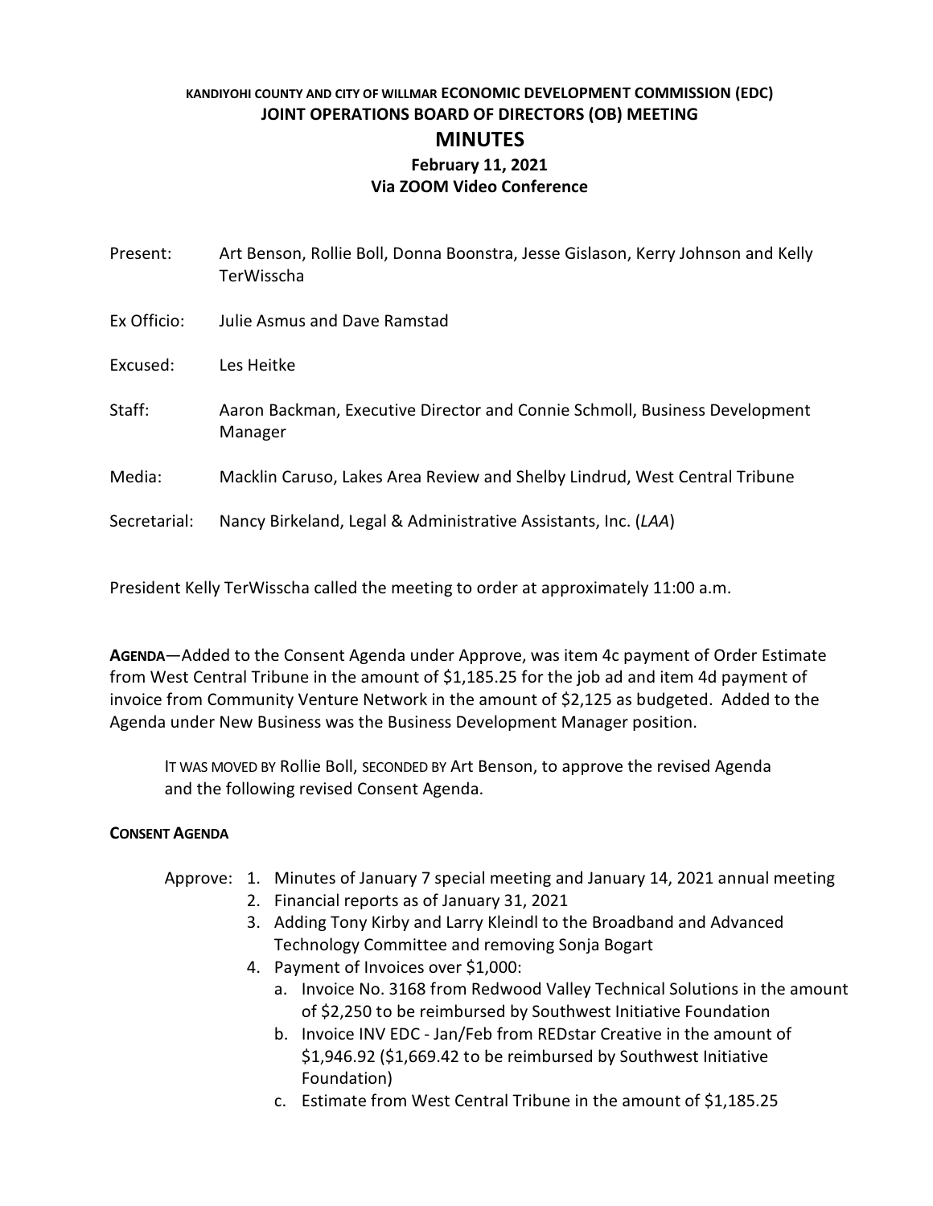**KANDIYOHI COUNTY AND CITY OF WILLMAR ECONOMIC DEVELOPMENT COMMISSION (EDC)**
**JOINT OPERATIONS BOARD OF DIRECTORS (OB) MEETING**

# MINUTES

**February 11, 2021**
**Via ZOOM Video Conference**

Present: Art Benson, Rollie Boll, Donna Boonstra, Jesse Gislason, Kerry Johnson and Kelly TerWisscha

Ex Officio: Julie Asmus and Dave Ramstad

Excused: Les Heitke

Staff: Aaron Backman, Executive Director and Connie Schmoll, Business Development Manager

Media: Macklin Caruso, Lakes Area Review and Shelby Lindrud, West Central Tribune

Secretarial: Nancy Birkeland, Legal & Administrative Assistants, Inc. (*LAA*)

President Kelly TerWisscha called the meeting to order at approximately 11:00 a.m.

**AGENDA**—Added to the Consent Agenda under Approve, was item 4c payment of Order Estimate from West Central Tribune in the amount of $1,185.25 for the job ad and item 4d payment of invoice from Community Venture Network in the amount of $2,125 as budgeted. Added to the Agenda under New Business was the Business Development Manager position.

> IT WAS MOVED BY Rollie Boll, SECONDED BY Art Benson, to approve the revised Agenda and the following revised Consent Agenda.

**CONSENT AGENDA**

Approve:

1. Minutes of January 7 special meeting and January 14, 2021 annual meeting
2. Financial reports as of January 31, 2021
3. Adding Tony Kirby and Larry Kleindl to the Broadband and Advanced Technology Committee and removing Sonja Bogart
4. Payment of Invoices over $1,000:
   a. Invoice No. 3168 from Redwood Valley Technical Solutions in the amount of $2,250 to be reimbursed by Southwest Initiative Foundation
   b. Invoice INV EDC - Jan/Feb from REDstar Creative in the amount of $1,946.92 ($1,669.42 to be reimbursed by Southwest Initiative Foundation)
   c. Estimate from West Central Tribune in the amount of $1,185.25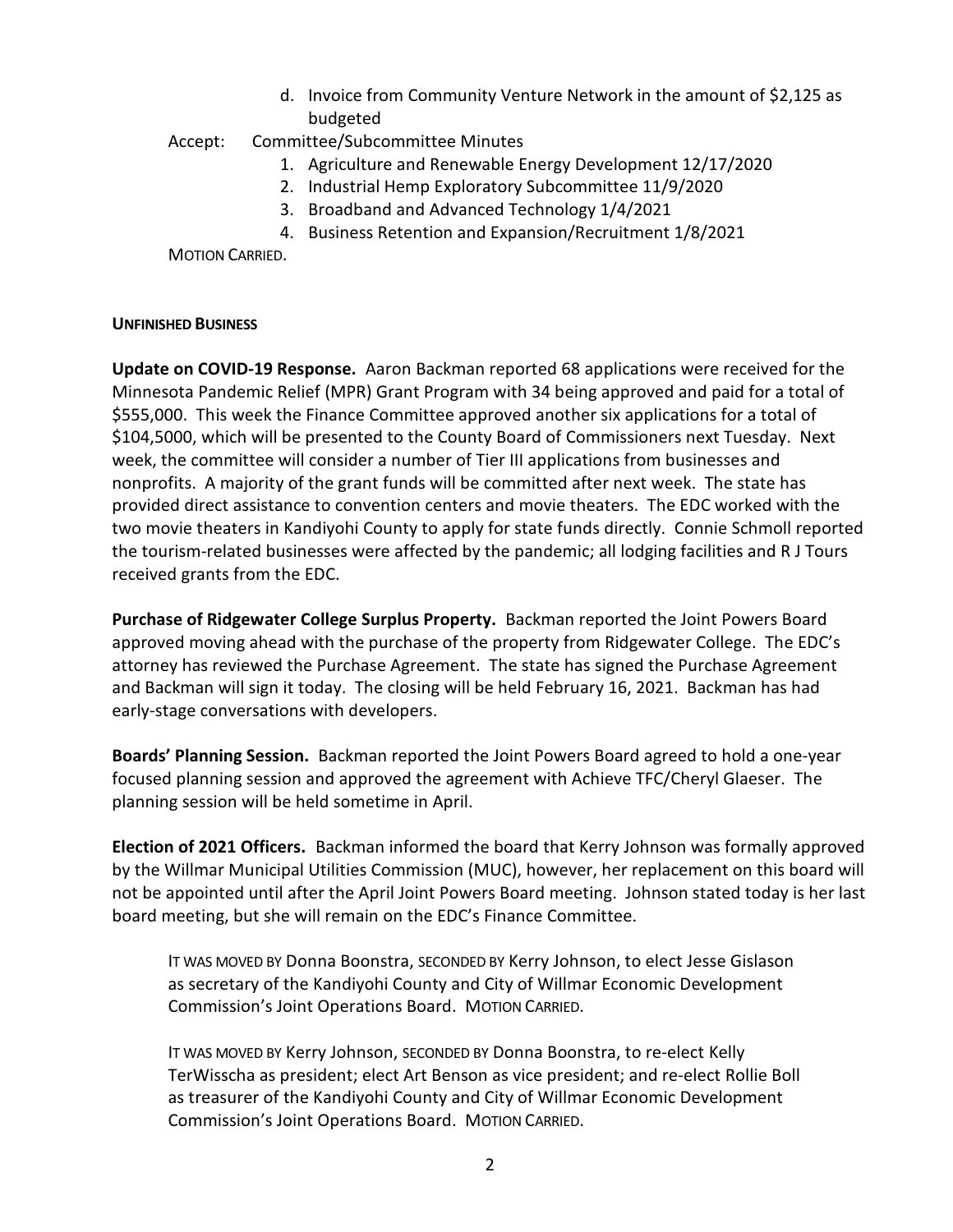d. Invoice from Community Venture Network in the amount of $2,125 as budgeted

Accept: Committee/Subcommittee Minutes

1. Agriculture and Renewable Energy Development 12/17/2020
2. Industrial Hemp Exploratory Subcommittee 11/9/2020
3. Broadband and Advanced Technology 1/4/2021
4. Business Retention and Expansion/Recruitment 1/8/2021

MOTION CARRIED.

**UNFINISHED BUSINESS**

**Update on COVID-19 Response.** Aaron Backman reported 68 applications were received for the Minnesota Pandemic Relief (MPR) Grant Program with 34 being approved and paid for a total of $555,000. This week the Finance Committee approved another six applications for a total of $104,5000, which will be presented to the County Board of Commissioners next Tuesday. Next week, the committee will consider a number of Tier III applications from businesses and nonprofits. A majority of the grant funds will be committed after next week. The state has provided direct assistance to convention centers and movie theaters. The EDC worked with the two movie theaters in Kandiyohi County to apply for state funds directly. Connie Schmoll reported the tourism-related businesses were affected by the pandemic; all lodging facilities and R J Tours received grants from the EDC.

**Purchase of Ridgewater College Surplus Property.** Backman reported the Joint Powers Board approved moving ahead with the purchase of the property from Ridgewater College. The EDC's attorney has reviewed the Purchase Agreement. The state has signed the Purchase Agreement and Backman will sign it today. The closing will be held February 16, 2021. Backman has had early-stage conversations with developers.

**Boards' Planning Session.** Backman reported the Joint Powers Board agreed to hold a one-year focused planning session and approved the agreement with Achieve TFC/Cheryl Glaeser. The planning session will be held sometime in April.

**Election of 2021 Officers.** Backman informed the board that Kerry Johnson was formally approved by the Willmar Municipal Utilities Commission (MUC), however, her replacement on this board will not be appointed until after the April Joint Powers Board meeting. Johnson stated today is her last board meeting, but she will remain on the EDC's Finance Committee.

IT WAS MOVED BY Donna Boonstra, SECONDED BY Kerry Johnson, to elect Jesse Gislason as secretary of the Kandiyohi County and City of Willmar Economic Development Commission's Joint Operations Board. MOTION CARRIED.

IT WAS MOVED BY Kerry Johnson, SECONDED BY Donna Boonstra, to re-elect Kelly TerWisscha as president; elect Art Benson as vice president; and re-elect Rollie Boll as treasurer of the Kandiyohi County and City of Willmar Economic Development Commission's Joint Operations Board. MOTION CARRIED.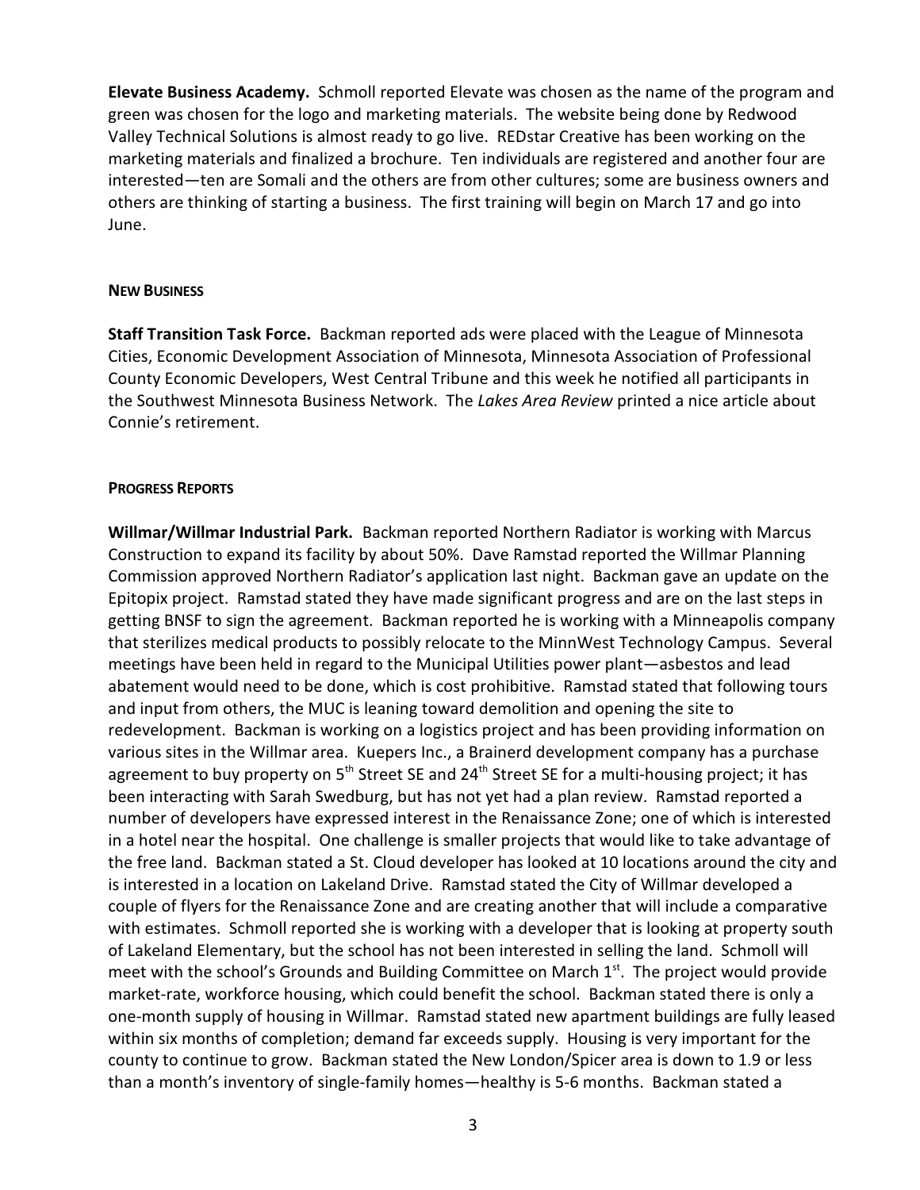**Elevate Business Academy.** Schmoll reported Elevate was chosen as the name of the program and green was chosen for the logo and marketing materials. The website being done by Redwood Valley Technical Solutions is almost ready to go live. REDstar Creative has been working on the marketing materials and finalized a brochure. Ten individuals are registered and another four are interested—ten are Somali and the others are from other cultures; some are business owners and others are thinking of starting a business. The first training will begin on March 17 and go into June.

**NEW BUSINESS**

**Staff Transition Task Force.** Backman reported ads were placed with the League of Minnesota Cities, Economic Development Association of Minnesota, Minnesota Association of Professional County Economic Developers, West Central Tribune and this week he notified all participants in the Southwest Minnesota Business Network. The *Lakes Area Review* printed a nice article about Connie's retirement.

**PROGRESS REPORTS**

**Willmar/Willmar Industrial Park.** Backman reported Northern Radiator is working with Marcus Construction to expand its facility by about 50%. Dave Ramstad reported the Willmar Planning Commission approved Northern Radiator's application last night. Backman gave an update on the Epitopix project. Ramstad stated they have made significant progress and are on the last steps in getting BNSF to sign the agreement. Backman reported he is working with a Minneapolis company that sterilizes medical products to possibly relocate to the MinnWest Technology Campus. Several meetings have been held in regard to the Municipal Utilities power plant—asbestos and lead abatement would need to be done, which is cost prohibitive. Ramstad stated that following tours and input from others, the MUC is leaning toward demolition and opening the site to redevelopment. Backman is working on a logistics project and has been providing information on various sites in the Willmar area. Kuepers Inc., a Brainerd development company has a purchase agreement to buy property on 5th Street SE and 24th Street SE for a multi-housing project; it has been interacting with Sarah Swedburg, but has not yet had a plan review. Ramstad reported a number of developers have expressed interest in the Renaissance Zone; one of which is interested in a hotel near the hospital. One challenge is smaller projects that would like to take advantage of the free land. Backman stated a St. Cloud developer has looked at 10 locations around the city and is interested in a location on Lakeland Drive. Ramstad stated the City of Willmar developed a couple of flyers for the Renaissance Zone and are creating another that will include a comparative with estimates. Schmoll reported she is working with a developer that is looking at property south of Lakeland Elementary, but the school has not been interested in selling the land. Schmoll will meet with the school's Grounds and Building Committee on March 1st. The project would provide market-rate, workforce housing, which could benefit the school. Backman stated there is only a one-month supply of housing in Willmar. Ramstad stated new apartment buildings are fully leased within six months of completion; demand far exceeds supply. Housing is very important for the county to continue to grow. Backman stated the New London/Spicer area is down to 1.9 or less than a month's inventory of single-family homes—healthy is 5-6 months. Backman stated a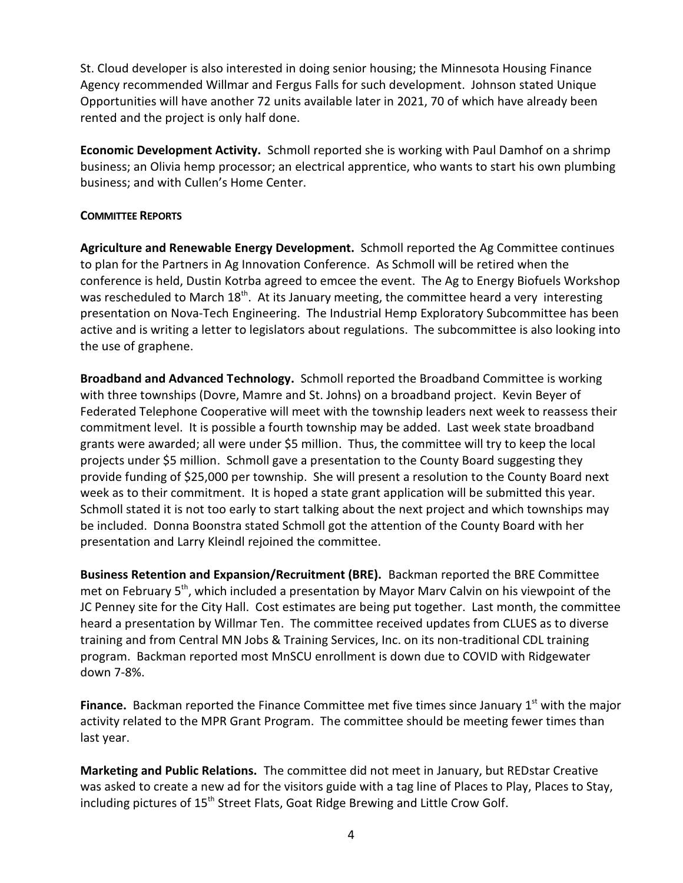St. Cloud developer is also interested in doing senior housing; the Minnesota Housing Finance Agency recommended Willmar and Fergus Falls for such development. Johnson stated Unique Opportunities will have another 72 units available later in 2021, 70 of which have already been rented and the project is only half done.

**Economic Development Activity.** Schmoll reported she is working with Paul Damhof on a shrimp business; an Olivia hemp processor; an electrical apprentice, who wants to start his own plumbing business; and with Cullen's Home Center.

**COMMITTEE REPORTS**

**Agriculture and Renewable Energy Development.** Schmoll reported the Ag Committee continues to plan for the Partners in Ag Innovation Conference. As Schmoll will be retired when the conference is held, Dustin Kotrba agreed to emcee the event. The Ag to Energy Biofuels Workshop was rescheduled to March 18th. At its January meeting, the committee heard a very interesting presentation on Nova-Tech Engineering. The Industrial Hemp Exploratory Subcommittee has been active and is writing a letter to legislators about regulations. The subcommittee is also looking into the use of graphene.

**Broadband and Advanced Technology.** Schmoll reported the Broadband Committee is working with three townships (Dovre, Mamre and St. Johns) on a broadband project. Kevin Beyer of Federated Telephone Cooperative will meet with the township leaders next week to reassess their commitment level. It is possible a fourth township may be added. Last week state broadband grants were awarded; all were under $5 million. Thus, the committee will try to keep the local projects under $5 million. Schmoll gave a presentation to the County Board suggesting they provide funding of $25,000 per township. She will present a resolution to the County Board next week as to their commitment. It is hoped a state grant application will be submitted this year. Schmoll stated it is not too early to start talking about the next project and which townships may be included. Donna Boonstra stated Schmoll got the attention of the County Board with her presentation and Larry Kleindl rejoined the committee.

**Business Retention and Expansion/Recruitment (BRE).** Backman reported the BRE Committee met on February 5th, which included a presentation by Mayor Marv Calvin on his viewpoint of the JC Penney site for the City Hall. Cost estimates are being put together. Last month, the committee heard a presentation by Willmar Ten. The committee received updates from CLUES as to diverse training and from Central MN Jobs & Training Services, Inc. on its non-traditional CDL training program. Backman reported most MnSCU enrollment is down due to COVID with Ridgewater down 7-8%.

**Finance.** Backman reported the Finance Committee met five times since January 1st with the major activity related to the MPR Grant Program. The committee should be meeting fewer times than last year.

**Marketing and Public Relations.** The committee did not meet in January, but REDstar Creative was asked to create a new ad for the visitors guide with a tag line of Places to Play, Places to Stay, including pictures of 15th Street Flats, Goat Ridge Brewing and Little Crow Golf.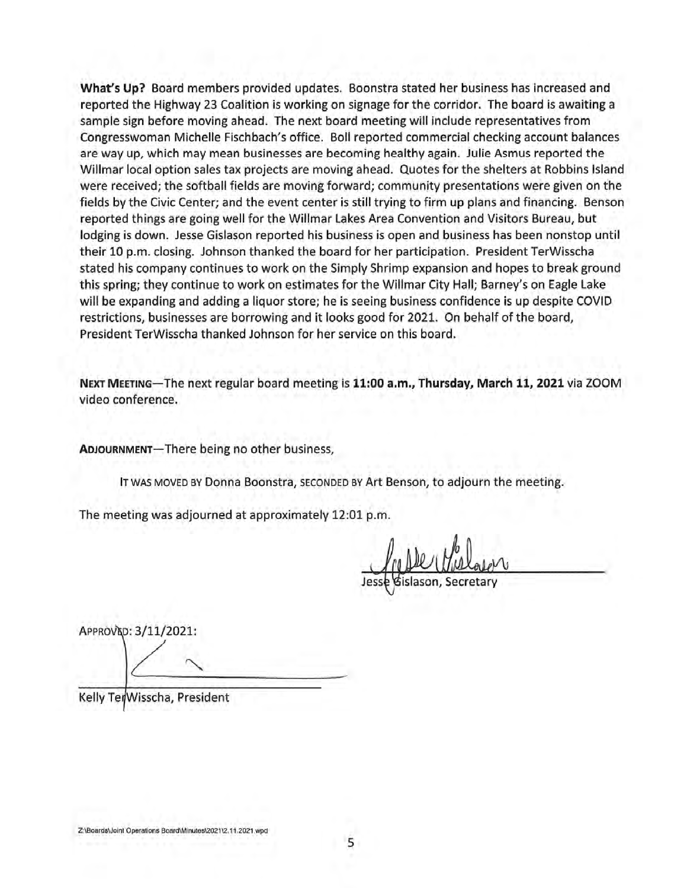**What's Up?** Board members provided updates. Boonstra stated her business has increased and reported the Highway 23 Coalition is working on signage for the corridor. The board is awaiting a sample sign before moving ahead. The next board meeting will include representatives from Congresswoman Michelle Fischbach's office. Boll reported commercial checking account balances are way up, which may mean businesses are becoming healthy again. Julie Asmus reported the Willmar local option sales tax projects are moving ahead. Quotes for the shelters at Robbins Island were received; the softball fields are moving forward; community presentations were given on the fields by the Civic Center; and the event center is still trying to firm up plans and financing. Benson reported things are going well for the Willmar Lakes Area Convention and Visitors Bureau, but lodging is down. Jesse Gislason reported his business is open and business has been nonstop until their 10 p.m. closing. Johnson thanked the board for her participation. President TerWisscha stated his company continues to work on the Simply Shrimp expansion and hopes to break ground this spring; they continue to work on estimates for the Willmar City Hall; Barney's on Eagle Lake will be expanding and adding a liquor store; he is seeing business confidence is up despite COVID restrictions, businesses are borrowing and it looks good for 2021. On behalf of the board, President TerWisscha thanked Johnson for her service on this board.

**NEXT MEETING**—The next regular board meeting is **11:00 a.m., Thursday, March 11, 2021** via ZOOM video conference.

**ADJOURNMENT**—There being no other business,

IT WAS MOVED BY Donna Boonstra, SECONDED BY Art Benson, to adjourn the meeting.

The meeting was adjourned at approximately 12:01 p.m.

Jesse Gislason, Secretary

APPROVED: 3/11/2021:

Kelly TerWisscha, President

Z:\Boards\Joint Operations Board\Minutes\2021\2.11.2021.wpd